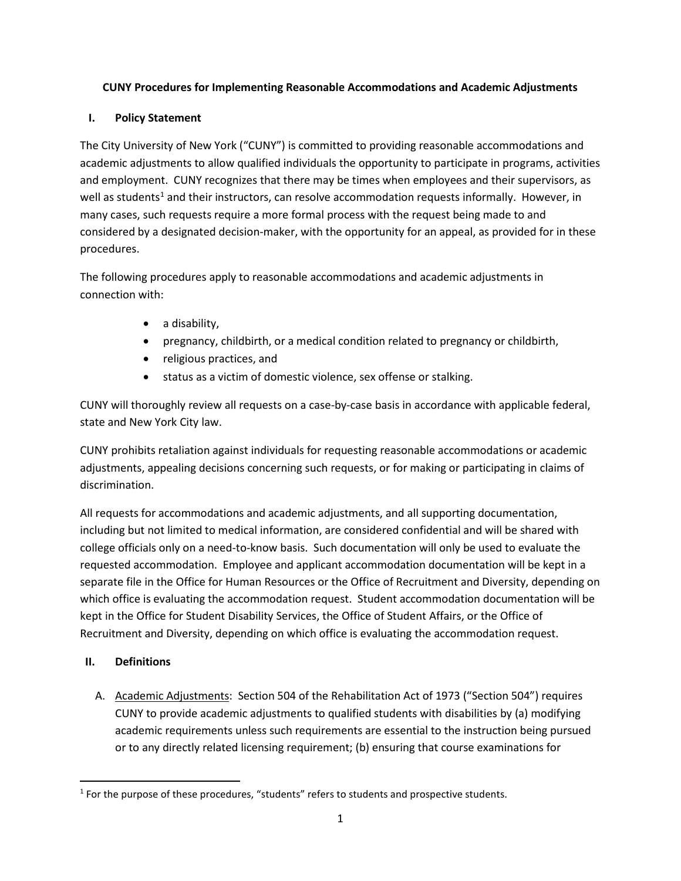**CUNY Procedures for Implementing Reasonable Accommodations and Academic Adjustments**

## I. Policy Statement

The City University of New York ("CUNY") is committed to providing reasonable accommodations and academic adjustments to allow qualified individuals the opportunity to participate in programs, activities and employment. CUNY recognizes that there may be times when employees and their supervisors, as well as students[1] and their instructors, can resolve accommodation requests informally. However, in many cases, such requests require a more formal process with the request being made to and considered by a designated decision-maker, with the opportunity for an appeal, as provided for in these procedures.

The following procedures apply to reasonable accommodations and academic adjustments in connection with:

- a disability,
- pregnancy, childbirth, or a medical condition related to pregnancy or childbirth,
- religious practices, and
- status as a victim of domestic violence, sex offense or stalking.

CUNY will thoroughly review all requests on a case-by-case basis in accordance with applicable federal, state and New York City law.

CUNY prohibits retaliation against individuals for requesting reasonable accommodations or academic adjustments, appealing decisions concerning such requests, or for making or participating in claims of discrimination.

All requests for accommodations and academic adjustments, and all supporting documentation, including but not limited to medical information, are considered confidential and will be shared with college officials only on a need-to-know basis. Such documentation will only be used to evaluate the requested accommodation. Employee and applicant accommodation documentation will be kept in a separate file in the Office for Human Resources or the Office of Recruitment and Diversity, depending on which office is evaluating the accommodation request. Student accommodation documentation will be kept in the Office for Student Disability Services, the Office of Student Affairs, or the Office of Recruitment and Diversity, depending on which office is evaluating the accommodation request.

## II. Definitions

A. Academic Adjustments: Section 504 of the Rehabilitation Act of 1973 ("Section 504") requires CUNY to provide academic adjustments to qualified students with disabilities by (a) modifying academic requirements unless such requirements are essential to the instruction being pursued or to any directly related licensing requirement; (b) ensuring that course examinations for

---

[1] For the purpose of these procedures, "students" refers to students and prospective students.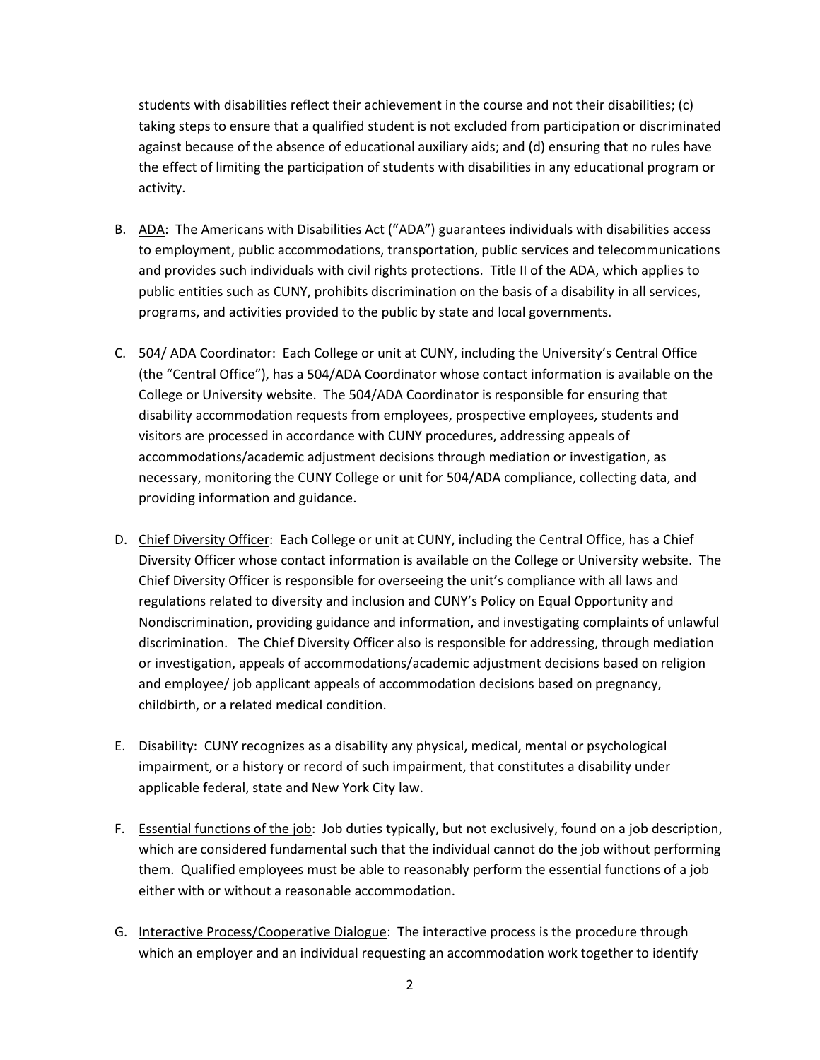students with disabilities reflect their achievement in the course and not their disabilities; (c) taking steps to ensure that a qualified student is not excluded from participation or discriminated against because of the absence of educational auxiliary aids; and (d) ensuring that no rules have the effect of limiting the participation of students with disabilities in any educational program or activity.

B. <u>ADA</u>: The Americans with Disabilities Act ("ADA") guarantees individuals with disabilities access to employment, public accommodations, transportation, public services and telecommunications and provides such individuals with civil rights protections. Title II of the ADA, which applies to public entities such as CUNY, prohibits discrimination on the basis of a disability in all services, programs, and activities provided to the public by state and local governments.

C. <u>504/ ADA Coordinator</u>: Each College or unit at CUNY, including the University's Central Office (the "Central Office"), has a 504/ADA Coordinator whose contact information is available on the College or University website. The 504/ADA Coordinator is responsible for ensuring that disability accommodation requests from employees, prospective employees, students and visitors are processed in accordance with CUNY procedures, addressing appeals of accommodations/academic adjustment decisions through mediation or investigation, as necessary, monitoring the CUNY College or unit for 504/ADA compliance, collecting data, and providing information and guidance.

D. <u>Chief Diversity Officer</u>: Each College or unit at CUNY, including the Central Office, has a Chief Diversity Officer whose contact information is available on the College or University website. The Chief Diversity Officer is responsible for overseeing the unit's compliance with all laws and regulations related to diversity and inclusion and CUNY's Policy on Equal Opportunity and Nondiscrimination, providing guidance and information, and investigating complaints of unlawful discrimination. The Chief Diversity Officer also is responsible for addressing, through mediation or investigation, appeals of accommodations/academic adjustment decisions based on religion and employee/ job applicant appeals of accommodation decisions based on pregnancy, childbirth, or a related medical condition.

E. <u>Disability</u>: CUNY recognizes as a disability any physical, medical, mental or psychological impairment, or a history or record of such impairment, that constitutes a disability under applicable federal, state and New York City law.

F. <u>Essential functions of the job</u>: Job duties typically, but not exclusively, found on a job description, which are considered fundamental such that the individual cannot do the job without performing them. Qualified employees must be able to reasonably perform the essential functions of a job either with or without a reasonable accommodation.

G. <u>Interactive Process/Cooperative Dialogue</u>: The interactive process is the procedure through which an employer and an individual requesting an accommodation work together to identify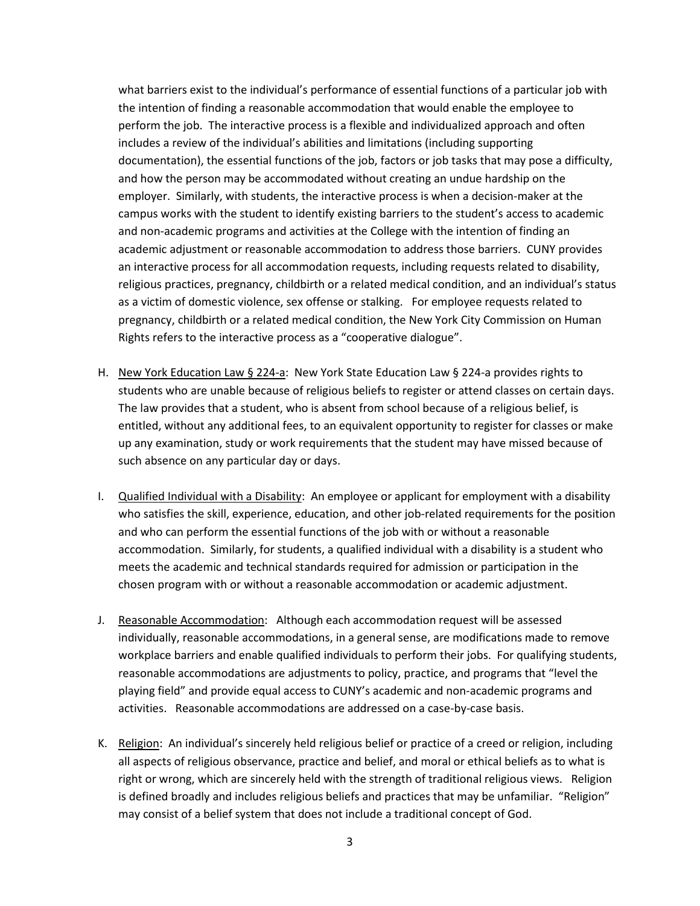what barriers exist to the individual's performance of essential functions of a particular job with the intention of finding a reasonable accommodation that would enable the employee to perform the job. The interactive process is a flexible and individualized approach and often includes a review of the individual's abilities and limitations (including supporting documentation), the essential functions of the job, factors or job tasks that may pose a difficulty, and how the person may be accommodated without creating an undue hardship on the employer. Similarly, with students, the interactive process is when a decision-maker at the campus works with the student to identify existing barriers to the student's access to academic and non-academic programs and activities at the College with the intention of finding an academic adjustment or reasonable accommodation to address those barriers. CUNY provides an interactive process for all accommodation requests, including requests related to disability, religious practices, pregnancy, childbirth or a related medical condition, and an individual's status as a victim of domestic violence, sex offense or stalking. For employee requests related to pregnancy, childbirth or a related medical condition, the New York City Commission on Human Rights refers to the interactive process as a "cooperative dialogue".

H. <u>New York Education Law § 224-a</u>: New York State Education Law § 224-a provides rights to students who are unable because of religious beliefs to register or attend classes on certain days. The law provides that a student, who is absent from school because of a religious belief, is entitled, without any additional fees, to an equivalent opportunity to register for classes or make up any examination, study or work requirements that the student may have missed because of such absence on any particular day or days.

I. <u>Qualified Individual with a Disability</u>: An employee or applicant for employment with a disability who satisfies the skill, experience, education, and other job-related requirements for the position and who can perform the essential functions of the job with or without a reasonable accommodation. Similarly, for students, a qualified individual with a disability is a student who meets the academic and technical standards required for admission or participation in the chosen program with or without a reasonable accommodation or academic adjustment.

J. <u>Reasonable Accommodation</u>: Although each accommodation request will be assessed individually, reasonable accommodations, in a general sense, are modifications made to remove workplace barriers and enable qualified individuals to perform their jobs. For qualifying students, reasonable accommodations are adjustments to policy, practice, and programs that "level the playing field" and provide equal access to CUNY's academic and non-academic programs and activities. Reasonable accommodations are addressed on a case-by-case basis.

K. <u>Religion</u>: An individual's sincerely held religious belief or practice of a creed or religion, including all aspects of religious observance, practice and belief, and moral or ethical beliefs as to what is right or wrong, which are sincerely held with the strength of traditional religious views. Religion is defined broadly and includes religious beliefs and practices that may be unfamiliar. "Religion" may consist of a belief system that does not include a traditional concept of God.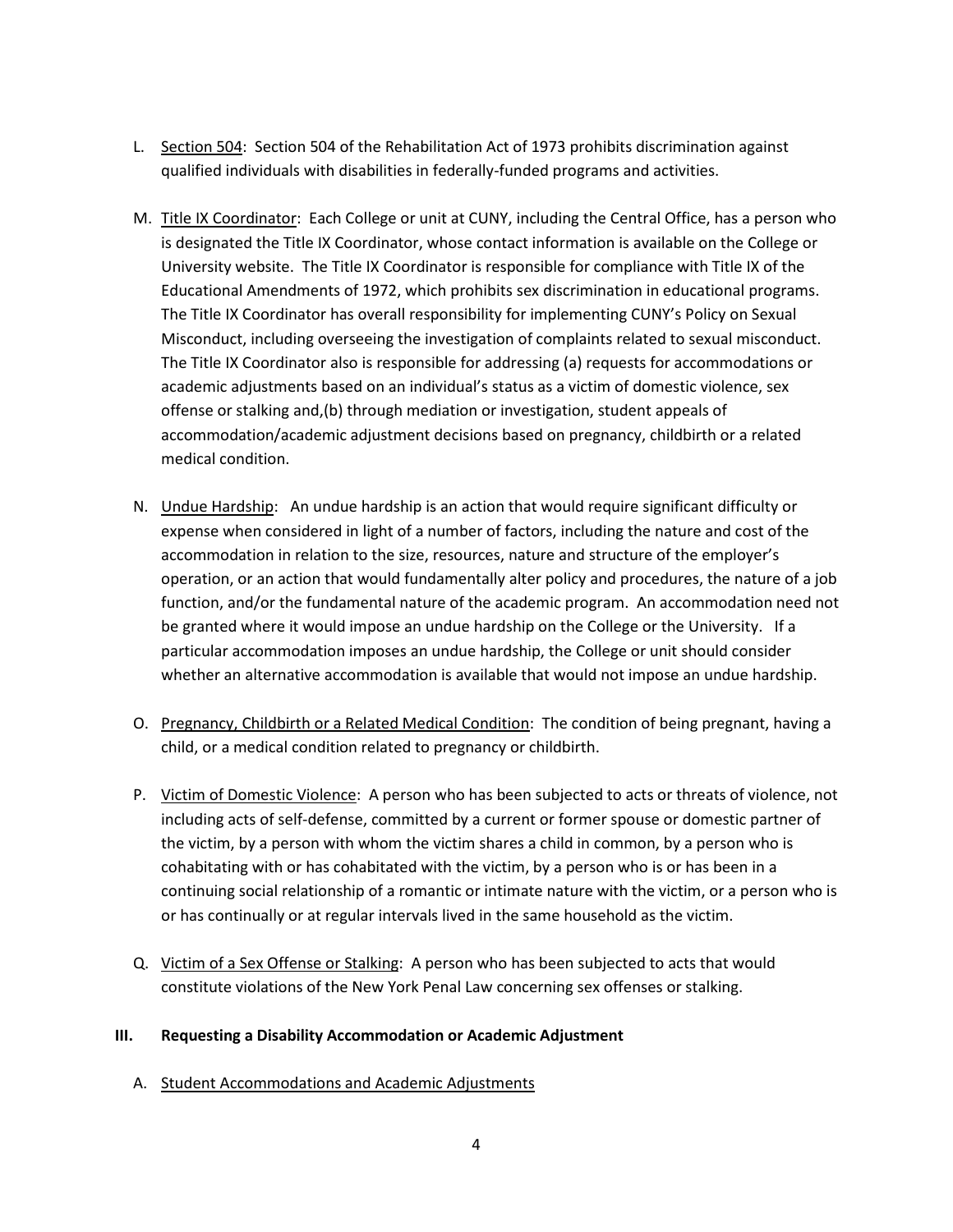L. <u>Section 504</u>: Section 504 of the Rehabilitation Act of 1973 prohibits discrimination against qualified individuals with disabilities in federally-funded programs and activities.

M. <u>Title IX Coordinator</u>: Each College or unit at CUNY, including the Central Office, has a person who is designated the Title IX Coordinator, whose contact information is available on the College or University website. The Title IX Coordinator is responsible for compliance with Title IX of the Educational Amendments of 1972, which prohibits sex discrimination in educational programs. The Title IX Coordinator has overall responsibility for implementing CUNY's Policy on Sexual Misconduct, including overseeing the investigation of complaints related to sexual misconduct. The Title IX Coordinator also is responsible for addressing (a) requests for accommodations or academic adjustments based on an individual's status as a victim of domestic violence, sex offense or stalking and,(b) through mediation or investigation, student appeals of accommodation/academic adjustment decisions based on pregnancy, childbirth or a related medical condition.

N. <u>Undue Hardship</u>: An undue hardship is an action that would require significant difficulty or expense when considered in light of a number of factors, including the nature and cost of the accommodation in relation to the size, resources, nature and structure of the employer's operation, or an action that would fundamentally alter policy and procedures, the nature of a job function, and/or the fundamental nature of the academic program. An accommodation need not be granted where it would impose an undue hardship on the College or the University. If a particular accommodation imposes an undue hardship, the College or unit should consider whether an alternative accommodation is available that would not impose an undue hardship.

O. <u>Pregnancy, Childbirth or a Related Medical Condition</u>: The condition of being pregnant, having a child, or a medical condition related to pregnancy or childbirth.

P. <u>Victim of Domestic Violence</u>: A person who has been subjected to acts or threats of violence, not including acts of self-defense, committed by a current or former spouse or domestic partner of the victim, by a person with whom the victim shares a child in common, by a person who is cohabitating with or has cohabitated with the victim, by a person who is or has been in a continuing social relationship of a romantic or intimate nature with the victim, or a person who is or has continually or at regular intervals lived in the same household as the victim.

Q. <u>Victim of a Sex Offense or Stalking</u>: A person who has been subjected to acts that would constitute violations of the New York Penal Law concerning sex offenses or stalking.

## III. Requesting a Disability Accommodation or Academic Adjustment

A. <u>Student Accommodations and Academic Adjustments</u>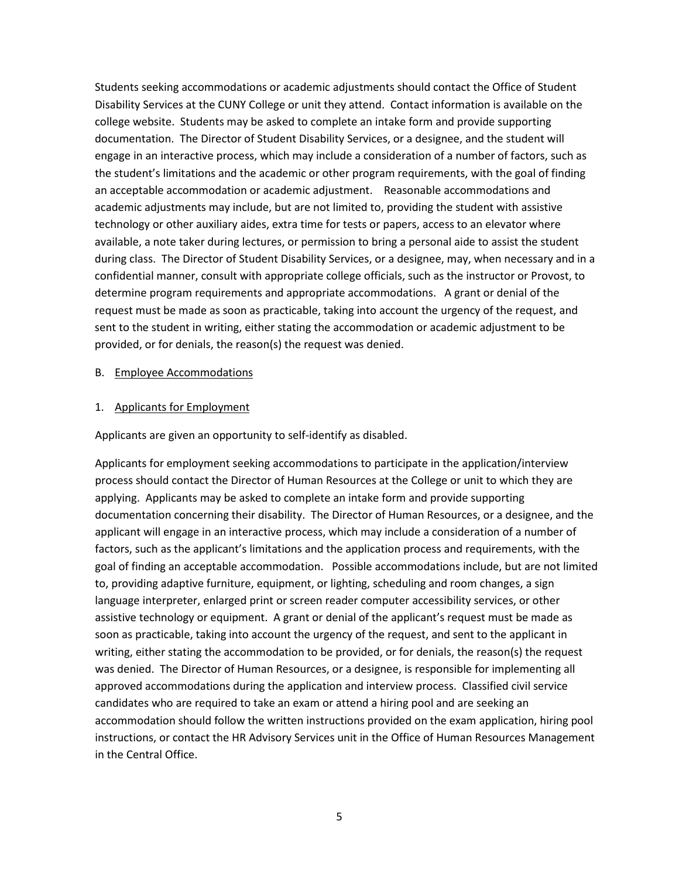Students seeking accommodations or academic adjustments should contact the Office of Student Disability Services at the CUNY College or unit they attend. Contact information is available on the college website. Students may be asked to complete an intake form and provide supporting documentation. The Director of Student Disability Services, or a designee, and the student will engage in an interactive process, which may include a consideration of a number of factors, such as the student's limitations and the academic or other program requirements, with the goal of finding an acceptable accommodation or academic adjustment. Reasonable accommodations and academic adjustments may include, but are not limited to, providing the student with assistive technology or other auxiliary aides, extra time for tests or papers, access to an elevator where available, a note taker during lectures, or permission to bring a personal aide to assist the student during class. The Director of Student Disability Services, or a designee, may, when necessary and in a confidential manner, consult with appropriate college officials, such as the instructor or Provost, to determine program requirements and appropriate accommodations. A grant or denial of the request must be made as soon as practicable, taking into account the urgency of the request, and sent to the student in writing, either stating the accommodation or academic adjustment to be provided, or for denials, the reason(s) the request was denied.

B. <u>Employee Accommodations</u>

1. <u>Applicants for Employment</u>

Applicants are given an opportunity to self-identify as disabled.

Applicants for employment seeking accommodations to participate in the application/interview process should contact the Director of Human Resources at the College or unit to which they are applying. Applicants may be asked to complete an intake form and provide supporting documentation concerning their disability. The Director of Human Resources, or a designee, and the applicant will engage in an interactive process, which may include a consideration of a number of factors, such as the applicant's limitations and the application process and requirements, with the goal of finding an acceptable accommodation. Possible accommodations include, but are not limited to, providing adaptive furniture, equipment, or lighting, scheduling and room changes, a sign language interpreter, enlarged print or screen reader computer accessibility services, or other assistive technology or equipment. A grant or denial of the applicant's request must be made as soon as practicable, taking into account the urgency of the request, and sent to the applicant in writing, either stating the accommodation to be provided, or for denials, the reason(s) the request was denied. The Director of Human Resources, or a designee, is responsible for implementing all approved accommodations during the application and interview process. Classified civil service candidates who are required to take an exam or attend a hiring pool and are seeking an accommodation should follow the written instructions provided on the exam application, hiring pool instructions, or contact the HR Advisory Services unit in the Office of Human Resources Management in the Central Office.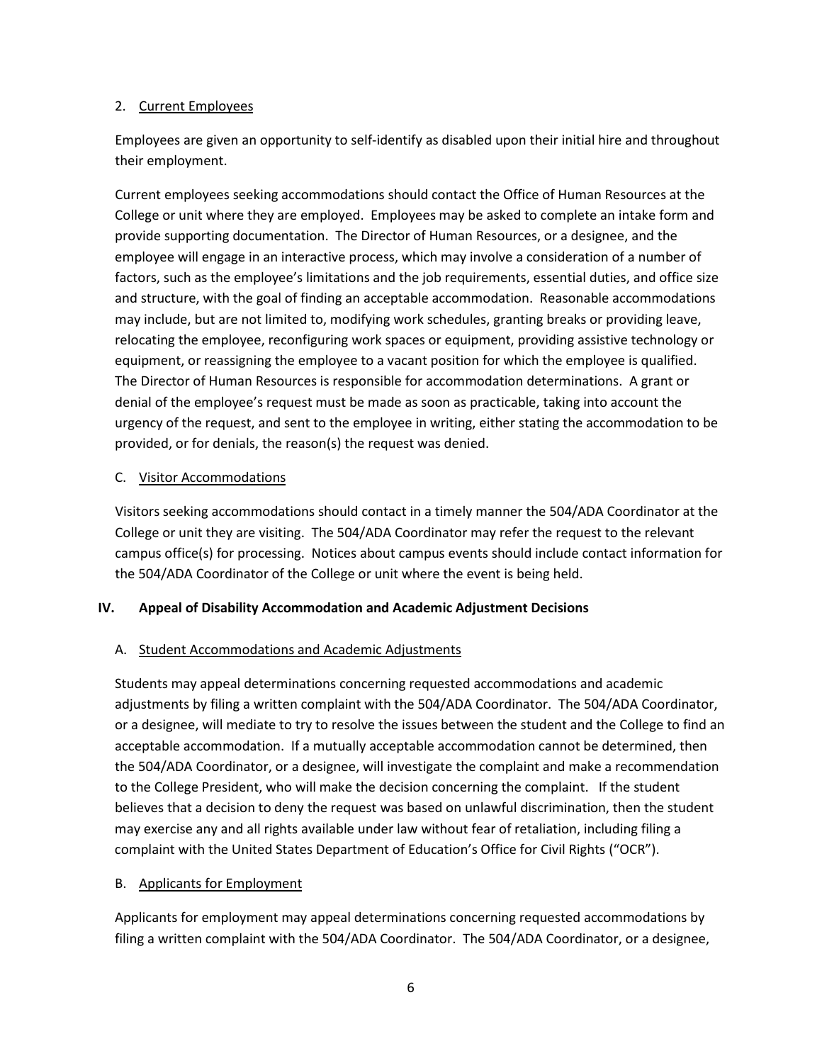2. Current Employees

Employees are given an opportunity to self-identify as disabled upon their initial hire and throughout their employment.

Current employees seeking accommodations should contact the Office of Human Resources at the College or unit where they are employed. Employees may be asked to complete an intake form and provide supporting documentation. The Director of Human Resources, or a designee, and the employee will engage in an interactive process, which may involve a consideration of a number of factors, such as the employee's limitations and the job requirements, essential duties, and office size and structure, with the goal of finding an acceptable accommodation. Reasonable accommodations may include, but are not limited to, modifying work schedules, granting breaks or providing leave, relocating the employee, reconfiguring work spaces or equipment, providing assistive technology or equipment, or reassigning the employee to a vacant position for which the employee is qualified. The Director of Human Resources is responsible for accommodation determinations. A grant or denial of the employee's request must be made as soon as practicable, taking into account the urgency of the request, and sent to the employee in writing, either stating the accommodation to be provided, or for denials, the reason(s) the request was denied.

C. Visitor Accommodations

Visitors seeking accommodations should contact in a timely manner the 504/ADA Coordinator at the College or unit they are visiting. The 504/ADA Coordinator may refer the request to the relevant campus office(s) for processing. Notices about campus events should include contact information for the 504/ADA Coordinator of the College or unit where the event is being held.

## IV. Appeal of Disability Accommodation and Academic Adjustment Decisions

A. Student Accommodations and Academic Adjustments

Students may appeal determinations concerning requested accommodations and academic adjustments by filing a written complaint with the 504/ADA Coordinator. The 504/ADA Coordinator, or a designee, will mediate to try to resolve the issues between the student and the College to find an acceptable accommodation. If a mutually acceptable accommodation cannot be determined, then the 504/ADA Coordinator, or a designee, will investigate the complaint and make a recommendation to the College President, who will make the decision concerning the complaint. If the student believes that a decision to deny the request was based on unlawful discrimination, then the student may exercise any and all rights available under law without fear of retaliation, including filing a complaint with the United States Department of Education's Office for Civil Rights ("OCR").

B. Applicants for Employment

Applicants for employment may appeal determinations concerning requested accommodations by filing a written complaint with the 504/ADA Coordinator. The 504/ADA Coordinator, or a designee,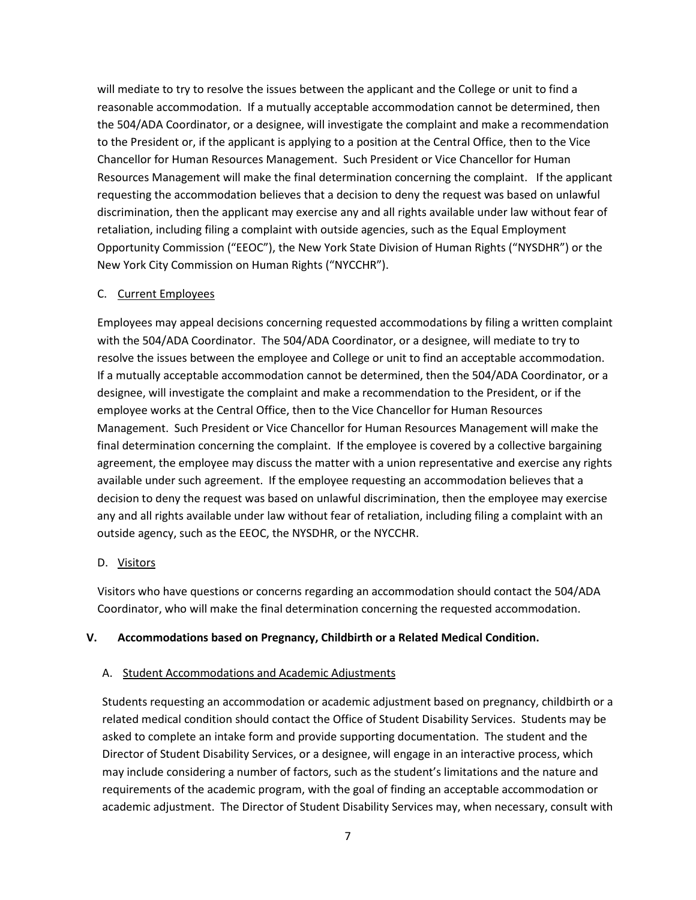will mediate to try to resolve the issues between the applicant and the College or unit to find a reasonable accommodation. If a mutually acceptable accommodation cannot be determined, then the 504/ADA Coordinator, or a designee, will investigate the complaint and make a recommendation to the President or, if the applicant is applying to a position at the Central Office, then to the Vice Chancellor for Human Resources Management. Such President or Vice Chancellor for Human Resources Management will make the final determination concerning the complaint. If the applicant requesting the accommodation believes that a decision to deny the request was based on unlawful discrimination, then the applicant may exercise any and all rights available under law without fear of retaliation, including filing a complaint with outside agencies, such as the Equal Employment Opportunity Commission ("EEOC"), the New York State Division of Human Rights ("NYSDHR") or the New York City Commission on Human Rights ("NYCCHR").

C. Current Employees

Employees may appeal decisions concerning requested accommodations by filing a written complaint with the 504/ADA Coordinator. The 504/ADA Coordinator, or a designee, will mediate to try to resolve the issues between the employee and College or unit to find an acceptable accommodation. If a mutually acceptable accommodation cannot be determined, then the 504/ADA Coordinator, or a designee, will investigate the complaint and make a recommendation to the President, or if the employee works at the Central Office, then to the Vice Chancellor for Human Resources Management. Such President or Vice Chancellor for Human Resources Management will make the final determination concerning the complaint. If the employee is covered by a collective bargaining agreement, the employee may discuss the matter with a union representative and exercise any rights available under such agreement. If the employee requesting an accommodation believes that a decision to deny the request was based on unlawful discrimination, then the employee may exercise any and all rights available under law without fear of retaliation, including filing a complaint with an outside agency, such as the EEOC, the NYSDHR, or the NYCCHR.

D. Visitors

Visitors who have questions or concerns regarding an accommodation should contact the 504/ADA Coordinator, who will make the final determination concerning the requested accommodation.

## V. Accommodations based on Pregnancy, Childbirth or a Related Medical Condition.

A. Student Accommodations and Academic Adjustments

Students requesting an accommodation or academic adjustment based on pregnancy, childbirth or a related medical condition should contact the Office of Student Disability Services. Students may be asked to complete an intake form and provide supporting documentation. The student and the Director of Student Disability Services, or a designee, will engage in an interactive process, which may include considering a number of factors, such as the student's limitations and the nature and requirements of the academic program, with the goal of finding an acceptable accommodation or academic adjustment. The Director of Student Disability Services may, when necessary, consult with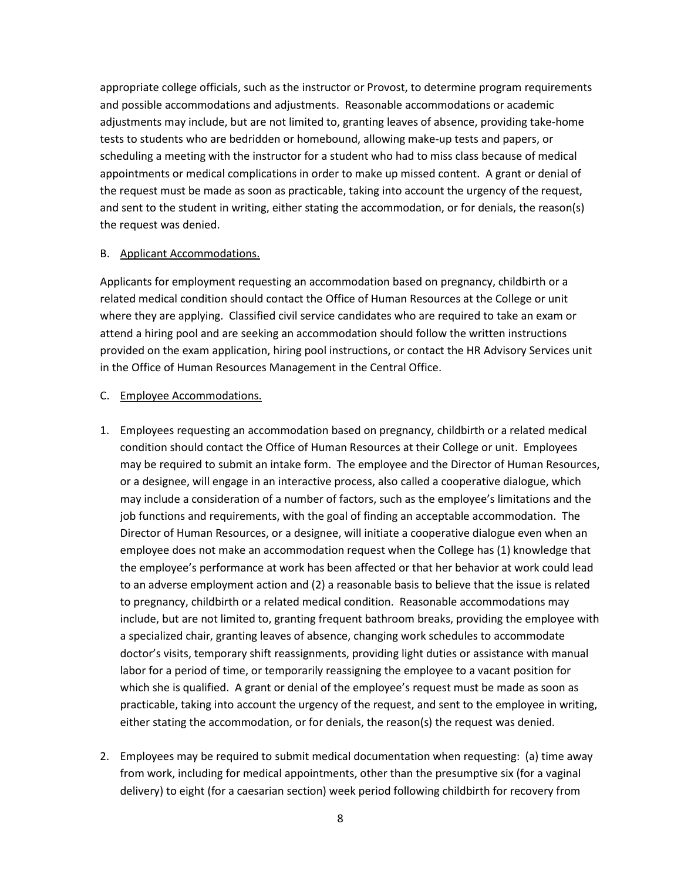appropriate college officials, such as the instructor or Provost, to determine program requirements and possible accommodations and adjustments. Reasonable accommodations or academic adjustments may include, but are not limited to, granting leaves of absence, providing take-home tests to students who are bedridden or homebound, allowing make-up tests and papers, or scheduling a meeting with the instructor for a student who had to miss class because of medical appointments or medical complications in order to make up missed content. A grant or denial of the request must be made as soon as practicable, taking into account the urgency of the request, and sent to the student in writing, either stating the accommodation, or for denials, the reason(s) the request was denied.

B. <u>Applicant Accommodations.</u>

Applicants for employment requesting an accommodation based on pregnancy, childbirth or a related medical condition should contact the Office of Human Resources at the College or unit where they are applying. Classified civil service candidates who are required to take an exam or attend a hiring pool and are seeking an accommodation should follow the written instructions provided on the exam application, hiring pool instructions, or contact the HR Advisory Services unit in the Office of Human Resources Management in the Central Office.

C. <u>Employee Accommodations.</u>

1. Employees requesting an accommodation based on pregnancy, childbirth or a related medical condition should contact the Office of Human Resources at their College or unit. Employees may be required to submit an intake form. The employee and the Director of Human Resources, or a designee, will engage in an interactive process, also called a cooperative dialogue, which may include a consideration of a number of factors, such as the employee's limitations and the job functions and requirements, with the goal of finding an acceptable accommodation. The Director of Human Resources, or a designee, will initiate a cooperative dialogue even when an employee does not make an accommodation request when the College has (1) knowledge that the employee's performance at work has been affected or that her behavior at work could lead to an adverse employment action and (2) a reasonable basis to believe that the issue is related to pregnancy, childbirth or a related medical condition. Reasonable accommodations may include, but are not limited to, granting frequent bathroom breaks, providing the employee with a specialized chair, granting leaves of absence, changing work schedules to accommodate doctor's visits, temporary shift reassignments, providing light duties or assistance with manual labor for a period of time, or temporarily reassigning the employee to a vacant position for which she is qualified. A grant or denial of the employee's request must be made as soon as practicable, taking into account the urgency of the request, and sent to the employee in writing, either stating the accommodation, or for denials, the reason(s) the request was denied.

2. Employees may be required to submit medical documentation when requesting: (a) time away from work, including for medical appointments, other than the presumptive six (for a vaginal delivery) to eight (for a caesarian section) week period following childbirth for recovery from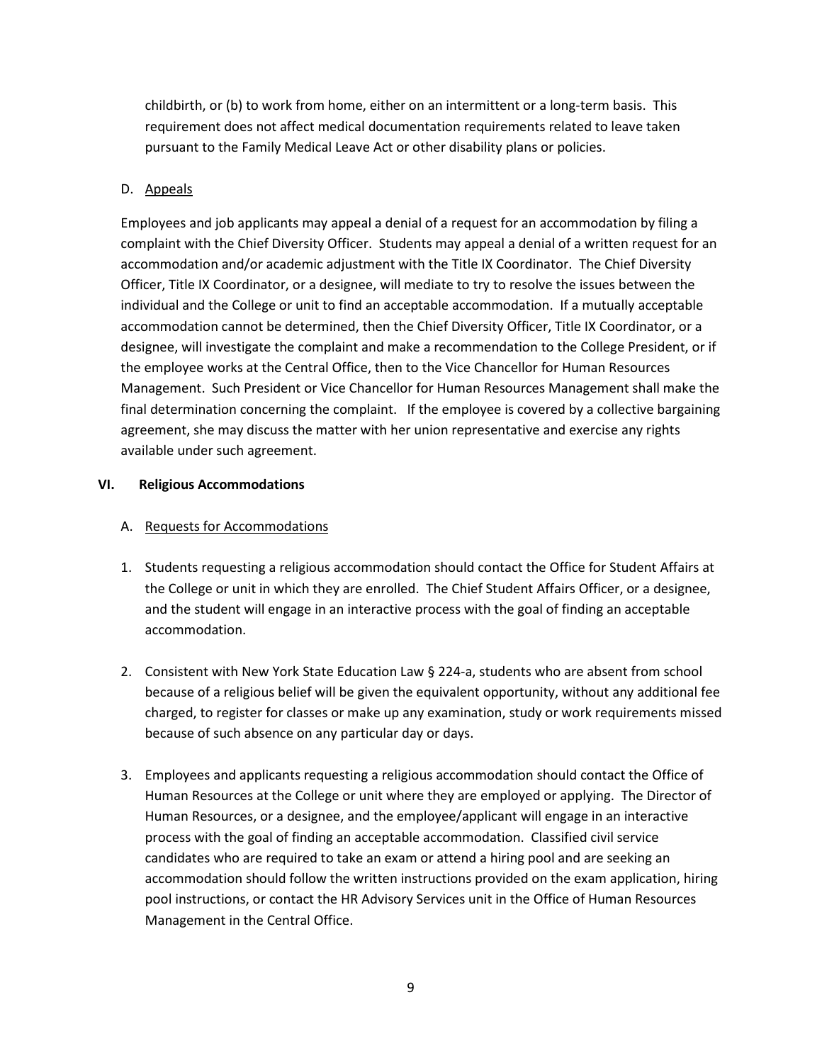childbirth, or (b) to work from home, either on an intermittent or a long-term basis. This requirement does not affect medical documentation requirements related to leave taken pursuant to the Family Medical Leave Act or other disability plans or policies.

D. <u>Appeals</u>

Employees and job applicants may appeal a denial of a request for an accommodation by filing a complaint with the Chief Diversity Officer. Students may appeal a denial of a written request for an accommodation and/or academic adjustment with the Title IX Coordinator. The Chief Diversity Officer, Title IX Coordinator, or a designee, will mediate to try to resolve the issues between the individual and the College or unit to find an acceptable accommodation. If a mutually acceptable accommodation cannot be determined, then the Chief Diversity Officer, Title IX Coordinator, or a designee, will investigate the complaint and make a recommendation to the College President, or if the employee works at the Central Office, then to the Vice Chancellor for Human Resources Management. Such President or Vice Chancellor for Human Resources Management shall make the final determination concerning the complaint. If the employee is covered by a collective bargaining agreement, she may discuss the matter with her union representative and exercise any rights available under such agreement.

## VI. Religious Accommodations

A. <u>Requests for Accommodations</u>

1. Students requesting a religious accommodation should contact the Office for Student Affairs at the College or unit in which they are enrolled. The Chief Student Affairs Officer, or a designee, and the student will engage in an interactive process with the goal of finding an acceptable accommodation.

2. Consistent with New York State Education Law § 224-a, students who are absent from school because of a religious belief will be given the equivalent opportunity, without any additional fee charged, to register for classes or make up any examination, study or work requirements missed because of such absence on any particular day or days.

3. Employees and applicants requesting a religious accommodation should contact the Office of Human Resources at the College or unit where they are employed or applying. The Director of Human Resources, or a designee, and the employee/applicant will engage in an interactive process with the goal of finding an acceptable accommodation. Classified civil service candidates who are required to take an exam or attend a hiring pool and are seeking an accommodation should follow the written instructions provided on the exam application, hiring pool instructions, or contact the HR Advisory Services unit in the Office of Human Resources Management in the Central Office.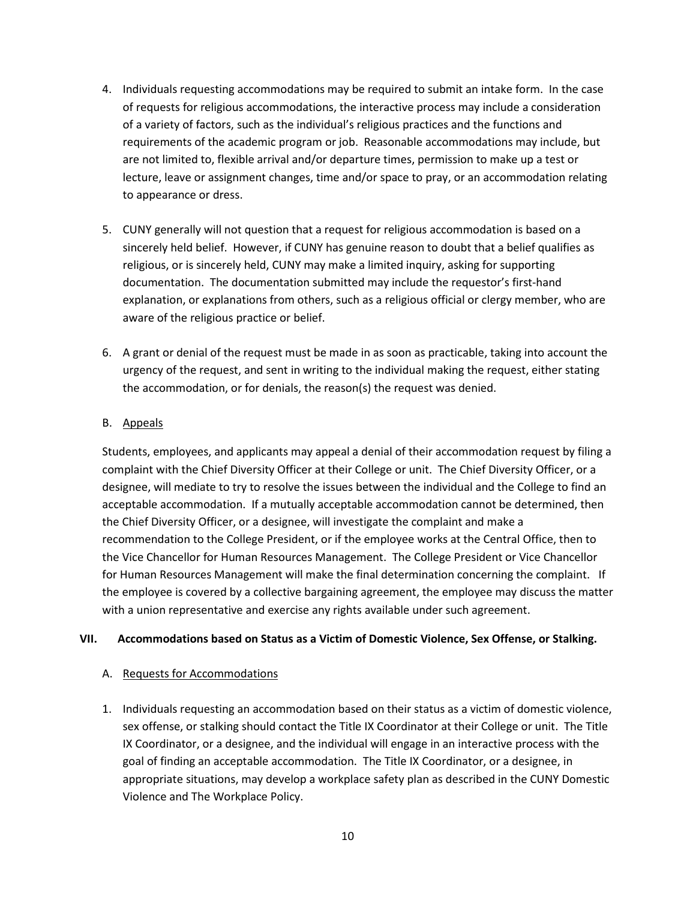4. Individuals requesting accommodations may be required to submit an intake form. In the case of requests for religious accommodations, the interactive process may include a consideration of a variety of factors, such as the individual's religious practices and the functions and requirements of the academic program or job. Reasonable accommodations may include, but are not limited to, flexible arrival and/or departure times, permission to make up a test or lecture, leave or assignment changes, time and/or space to pray, or an accommodation relating to appearance or dress.

5. CUNY generally will not question that a request for religious accommodation is based on a sincerely held belief. However, if CUNY has genuine reason to doubt that a belief qualifies as religious, or is sincerely held, CUNY may make a limited inquiry, asking for supporting documentation. The documentation submitted may include the requestor's first-hand explanation, or explanations from others, such as a religious official or clergy member, who are aware of the religious practice or belief.

6. A grant or denial of the request must be made in as soon as practicable, taking into account the urgency of the request, and sent in writing to the individual making the request, either stating the accommodation, or for denials, the reason(s) the request was denied.

B. <u>Appeals</u>

Students, employees, and applicants may appeal a denial of their accommodation request by filing a complaint with the Chief Diversity Officer at their College or unit. The Chief Diversity Officer, or a designee, will mediate to try to resolve the issues between the individual and the College to find an acceptable accommodation. If a mutually acceptable accommodation cannot be determined, then the Chief Diversity Officer, or a designee, will investigate the complaint and make a recommendation to the College President, or if the employee works at the Central Office, then to the Vice Chancellor for Human Resources Management. The College President or Vice Chancellor for Human Resources Management will make the final determination concerning the complaint. If the employee is covered by a collective bargaining agreement, the employee may discuss the matter with a union representative and exercise any rights available under such agreement.

## VII. Accommodations based on Status as a Victim of Domestic Violence, Sex Offense, or Stalking.

A. <u>Requests for Accommodations</u>

1. Individuals requesting an accommodation based on their status as a victim of domestic violence, sex offense, or stalking should contact the Title IX Coordinator at their College or unit. The Title IX Coordinator, or a designee, and the individual will engage in an interactive process with the goal of finding an acceptable accommodation. The Title IX Coordinator, or a designee, in appropriate situations, may develop a workplace safety plan as described in the CUNY Domestic Violence and The Workplace Policy.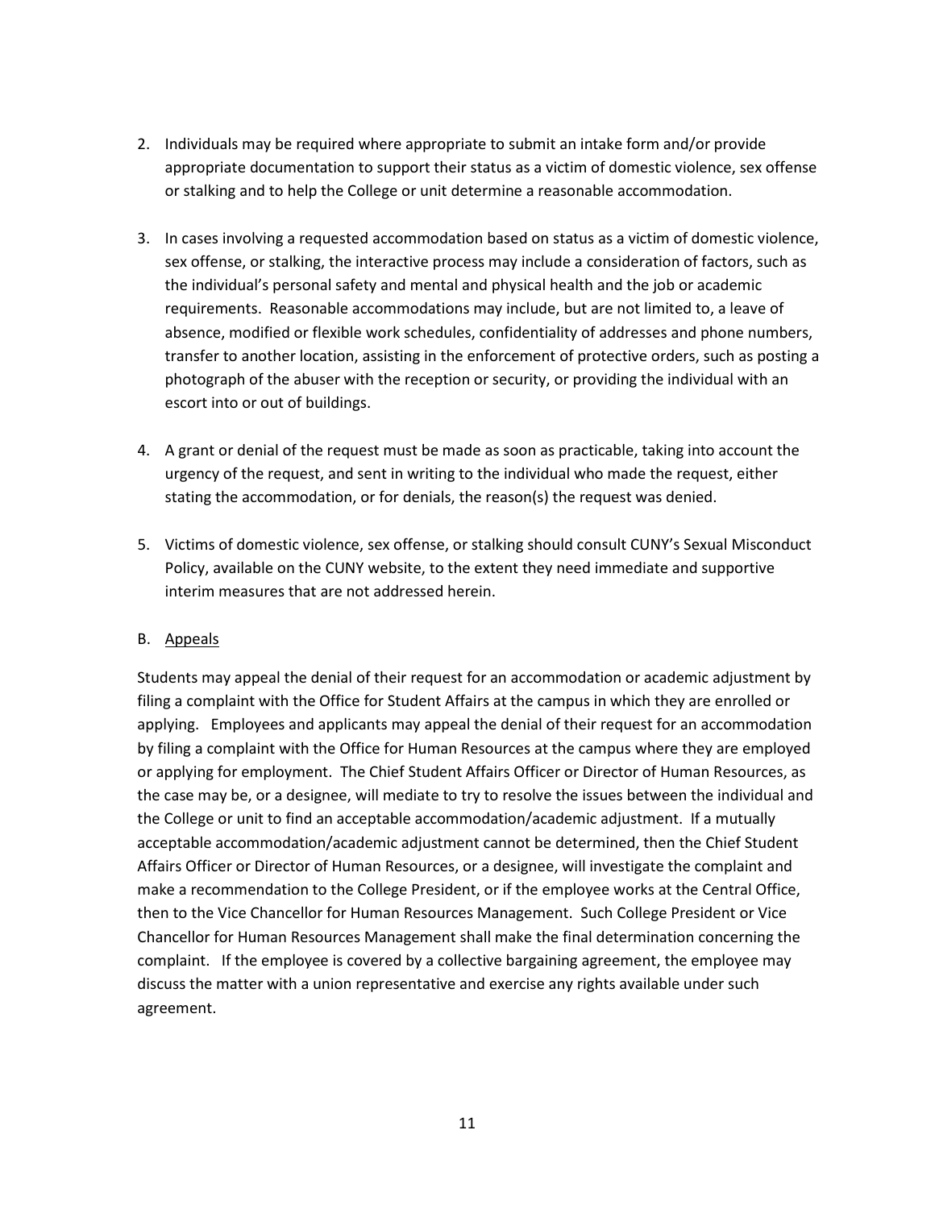2. Individuals may be required where appropriate to submit an intake form and/or provide appropriate documentation to support their status as a victim of domestic violence, sex offense or stalking and to help the College or unit determine a reasonable accommodation.

3. In cases involving a requested accommodation based on status as a victim of domestic violence, sex offense, or stalking, the interactive process may include a consideration of factors, such as the individual's personal safety and mental and physical health and the job or academic requirements. Reasonable accommodations may include, but are not limited to, a leave of absence, modified or flexible work schedules, confidentiality of addresses and phone numbers, transfer to another location, assisting in the enforcement of protective orders, such as posting a photograph of the abuser with the reception or security, or providing the individual with an escort into or out of buildings.

4. A grant or denial of the request must be made as soon as practicable, taking into account the urgency of the request, and sent in writing to the individual who made the request, either stating the accommodation, or for denials, the reason(s) the request was denied.

5. Victims of domestic violence, sex offense, or stalking should consult CUNY's Sexual Misconduct Policy, available on the CUNY website, to the extent they need immediate and supportive interim measures that are not addressed herein.

B. <u>Appeals</u>

Students may appeal the denial of their request for an accommodation or academic adjustment by filing a complaint with the Office for Student Affairs at the campus in which they are enrolled or applying. Employees and applicants may appeal the denial of their request for an accommodation by filing a complaint with the Office for Human Resources at the campus where they are employed or applying for employment. The Chief Student Affairs Officer or Director of Human Resources, as the case may be, or a designee, will mediate to try to resolve the issues between the individual and the College or unit to find an acceptable accommodation/academic adjustment. If a mutually acceptable accommodation/academic adjustment cannot be determined, then the Chief Student Affairs Officer or Director of Human Resources, or a designee, will investigate the complaint and make a recommendation to the College President, or if the employee works at the Central Office, then to the Vice Chancellor for Human Resources Management. Such College President or Vice Chancellor for Human Resources Management shall make the final determination concerning the complaint. If the employee is covered by a collective bargaining agreement, the employee may discuss the matter with a union representative and exercise any rights available under such agreement.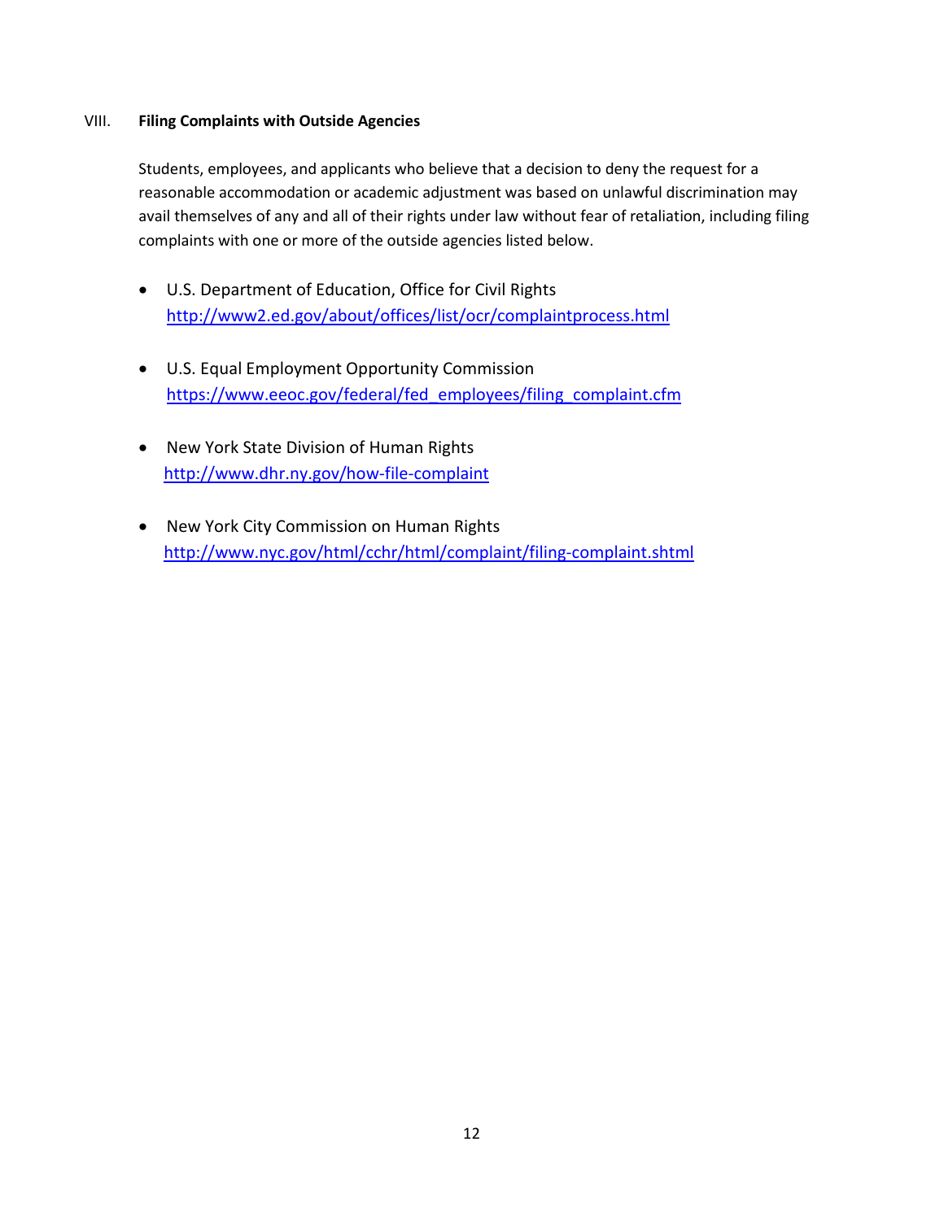## VIII. Filing Complaints with Outside Agencies

Students, employees, and applicants who believe that a decision to deny the request for a reasonable accommodation or academic adjustment was based on unlawful discrimination may avail themselves of any and all of their rights under law without fear of retaliation, including filing complaints with one or more of the outside agencies listed below.

- U.S. Department of Education, Office for Civil Rights
  http://www2.ed.gov/about/offices/list/ocr/complaintprocess.html

- U.S. Equal Employment Opportunity Commission
  https://www.eeoc.gov/federal/fed_employees/filing_complaint.cfm

- New York State Division of Human Rights
  http://www.dhr.ny.gov/how-file-complaint

- New York City Commission on Human Rights
  http://www.nyc.gov/html/cchr/html/complaint/filing-complaint.shtml